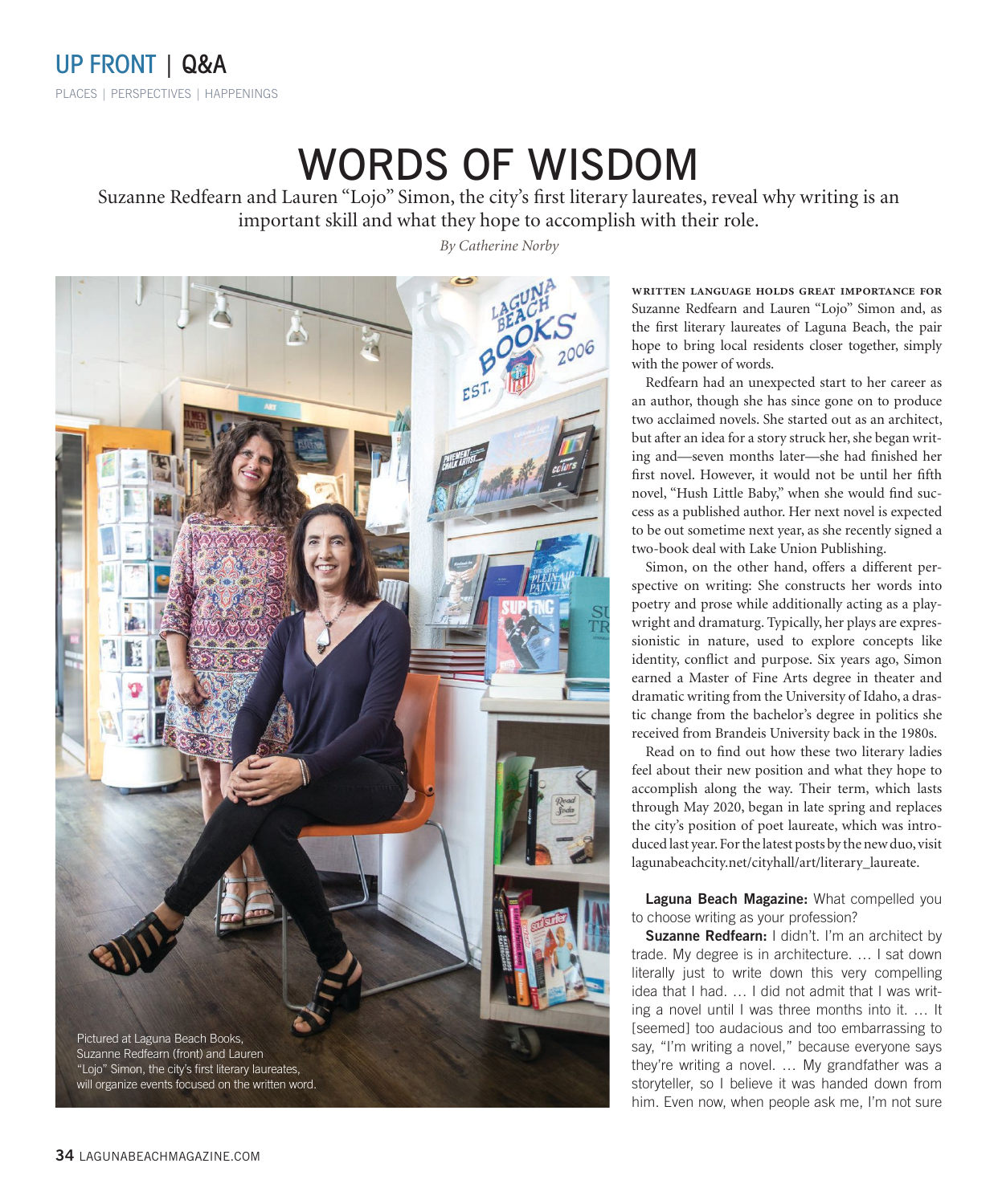UP FRONT | Q&A

PLACES | PERSPECTIVES | HAPPENINGS

# WORDS OF WISDOM

Suzanne Redfearn and Lauren "Lojo" Simon, the city's first literary laureates, reveal why writing is an important skill and what they hope to accomplish with their role.

*By Catherine Norby*

Pictured at Laguna Beach Books, Suzanne Redfearn (front) and Lauren "Lojo" Simon, the city's first literary laureates, will organize events focused on the written word.

**WRITTEN LANGUAGE HOLDS GREAT IMPORTANCE FOR** Suzanne Redfearn and Lauren "Lojo" Simon and, as the first literary laureates of Laguna Beach, the pair hope to bring local residents closer together, simply with the power of words.

Redfearn had an unexpected start to her career as an author, though she has since gone on to produce two acclaimed novels. She started out as an architect, but after an idea for a story struck her, she began writing and—seven months later—she had finished her first novel. However, it would not be until her fifth novel, "Hush Little Baby," when she would find success as a published author. Her next novel is expected to be out sometime next year, as she recently signed a two-book deal with Lake Union Publishing.

Simon, on the other hand, offers a different perspective on writing: She constructs her words into poetry and prose while additionally acting as a playwright and dramaturg. Typically, her plays are expressionistic in nature, used to explore concepts like identity, conflict and purpose. Six years ago, Simon earned a Master of Fine Arts degree in theater and dramatic writing from the University of Idaho, a drastic change from the bachelor's degree in politics she received from Brandeis University back in the 1980s.

Read on to find out how these two literary ladies feel about their new position and what they hope to accomplish along the way. Their term, which lasts through May 2020, began in late spring and replaces the city's position of poet laureate, which was introduced last year. For the latest posts by the new duo, visit lagunabeachcity.net/cityhall/art/literary_laureate.

**Laguna Beach Magazine:** What compelled you to choose writing as your profession?

**Suzanne Redfearn:** I didn't. I'm an architect by trade. My degree is in architecture. … I sat down literally just to write down this very compelling idea that I had. … I did not admit that I was writing a novel until I was three months into it. … It [seemed] too audacious and too embarrassing to say, "I'm writing a novel," because everyone says they're writing a novel. … My grandfather was a storyteller, so I believe it was handed down from him. Even now, when people ask me, I'm not sure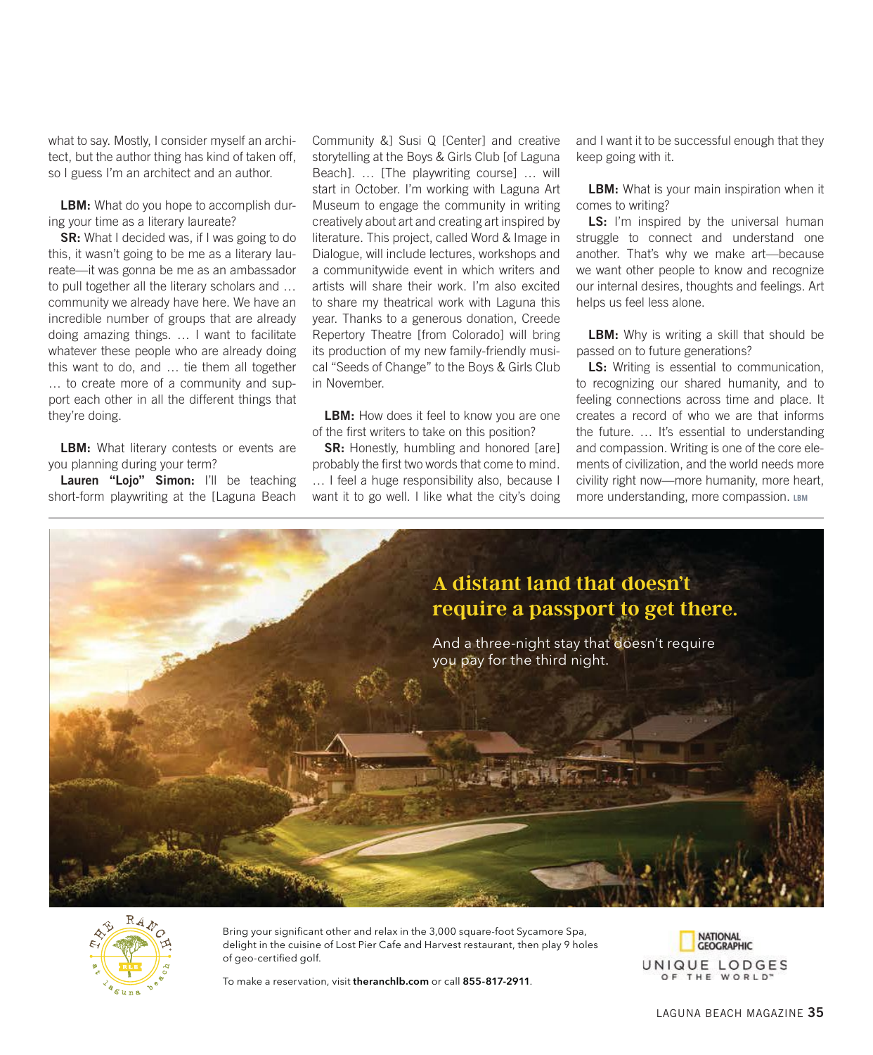what to say. Mostly, I consider myself an architect, but the author thing has kind of taken off, so I guess I'm an architect and an author.

**LBM:** What do you hope to accomplish during your time as a literary laureate?

**SR:** What I decided was, if I was going to do this, it wasn't going to be me as a literary laureate—it was gonna be me as an ambassador to pull together all the literary scholars and … community we already have here. We have an incredible number of groups that are already doing amazing things. … I want to facilitate whatever these people who are already doing this want to do, and … tie them all together … to create more of a community and support each other in all the different things that they're doing.

**LBM:** What literary contests or events are you planning during your term?

**Lauren "Lojo" Simon:** I'll be teaching short-form playwriting at the [Laguna Beach Community &] Susi Q [Center] and creative storytelling at the Boys & Girls Club [of Laguna Beach]. … [The playwriting course] … will start in October. I'm working with Laguna Art Museum to engage the community in writing creatively about art and creating art inspired by literature. This project, called Word & Image in Dialogue, will include lectures, workshops and a communitywide event in which writers and artists will share their work. I'm also excited to share my theatrical work with Laguna this year. Thanks to a generous donation, Creede Repertory Theatre [from Colorado] will bring its production of my new family-friendly musical "Seeds of Change" to the Boys & Girls Club in November.

**LBM:** How does it feel to know you are one of the first writers to take on this position?

**SR:** Honestly, humbling and honored [are] probably the first two words that come to mind. … I feel a huge responsibility also, because I want it to go well. I like what the city's doing and I want it to be successful enough that they keep going with it.

**LBM:** What is your main inspiration when it comes to writing?

**LS:** I'm inspired by the universal human struggle to connect and understand one another. That's why we make art—because we want other people to know and recognize our internal desires, thoughts and feelings. Art helps us feel less alone.

**LBM:** Why is writing a skill that should be passed on to future generations?

**LS:** Writing is essential to communication, to recognizing our shared humanity, and to feeling connections across time and place. It creates a record of who we are that informs the future. … It's essential to understanding and compassion. Writing is one of the core elements of civilization, and the world needs more civility right now—more humanity, more heart, more understanding, more compassion. LBM

---

**A distant land that doesn't require a passport to get there.**

And a three-night stay that doesn't require you pay for the third night.

Bring your significant other and relax in the 3,000 square-foot Sycamore Spa, delight in the cuisine of Lost Pier Cafe and Harvest restaurant, then play 9 holes of geo-certified golf.

To make a reservation, visit **theranchlb.com** or call **855-817-2911**.

The Ranch at Laguna Beach

National Geographic Unique Lodges of the World